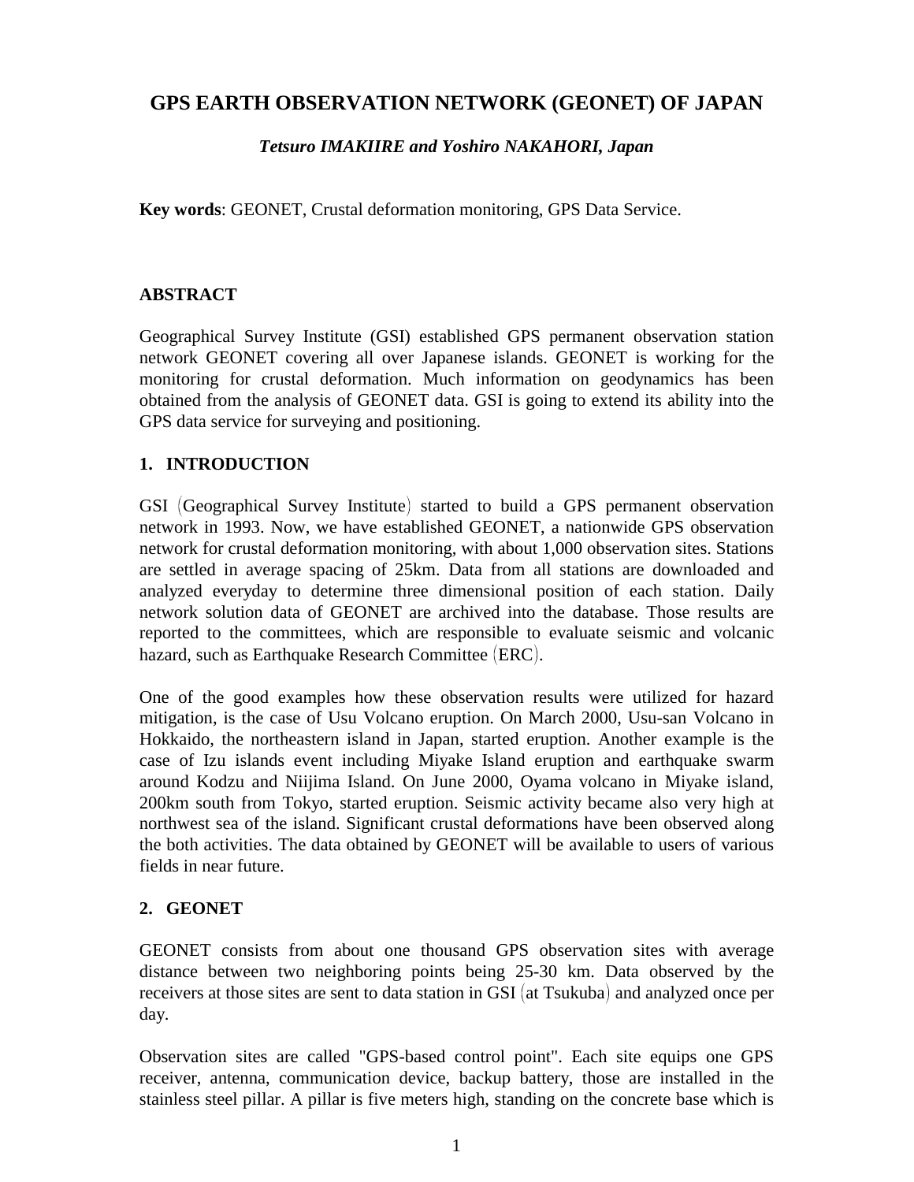# GPS EARTH OBSERVATION NETWORK (GEONET) OF JAPAN

***Tetsuro IMAKIIRE and Yoshiro NAKAHORI, Japan***

**Key words**: GEONET, Crustal deformation monitoring, GPS Data Service.

## ABSTRACT

Geographical Survey Institute (GSI) established GPS permanent observation station network GEONET covering all over Japanese islands. GEONET is working for the monitoring for crustal deformation. Much information on geodynamics has been obtained from the analysis of GEONET data. GSI is going to extend its ability into the GPS data service for surveying and positioning.

## 1. INTRODUCTION

GSI（Geographical Survey Institute）started to build a GPS permanent observation network in 1993. Now, we have established GEONET, a nationwide GPS observation network for crustal deformation monitoring, with about 1,000 observation sites. Stations are settled in average spacing of 25km. Data from all stations are downloaded and analyzed everyday to determine three dimensional position of each station. Daily network solution data of GEONET are archived into the database. Those results are reported to the committees, which are responsible to evaluate seismic and volcanic hazard, such as Earthquake Research Committee（ERC）.

One of the good examples how these observation results were utilized for hazard mitigation, is the case of Usu Volcano eruption. On March 2000, Usu-san Volcano in Hokkaido, the northeastern island in Japan, started eruption. Another example is the case of Izu islands event including Miyake Island eruption and earthquake swarm around Kodzu and Niijima Island. On June 2000, Oyama volcano in Miyake island, 200km south from Tokyo, started eruption. Seismic activity became also very high at northwest sea of the island. Significant crustal deformations have been observed along the both activities. The data obtained by GEONET will be available to users of various fields in near future.

## 2. GEONET

GEONET consists from about one thousand GPS observation sites with average distance between two neighboring points being 25-30 km. Data observed by the receivers at those sites are sent to data station in GSI（at Tsukuba）and analyzed once per day.

Observation sites are called "GPS-based control point". Each site equips one GPS receiver, antenna, communication device, backup battery, those are installed in the stainless steel pillar. A pillar is five meters high, standing on the concrete base which is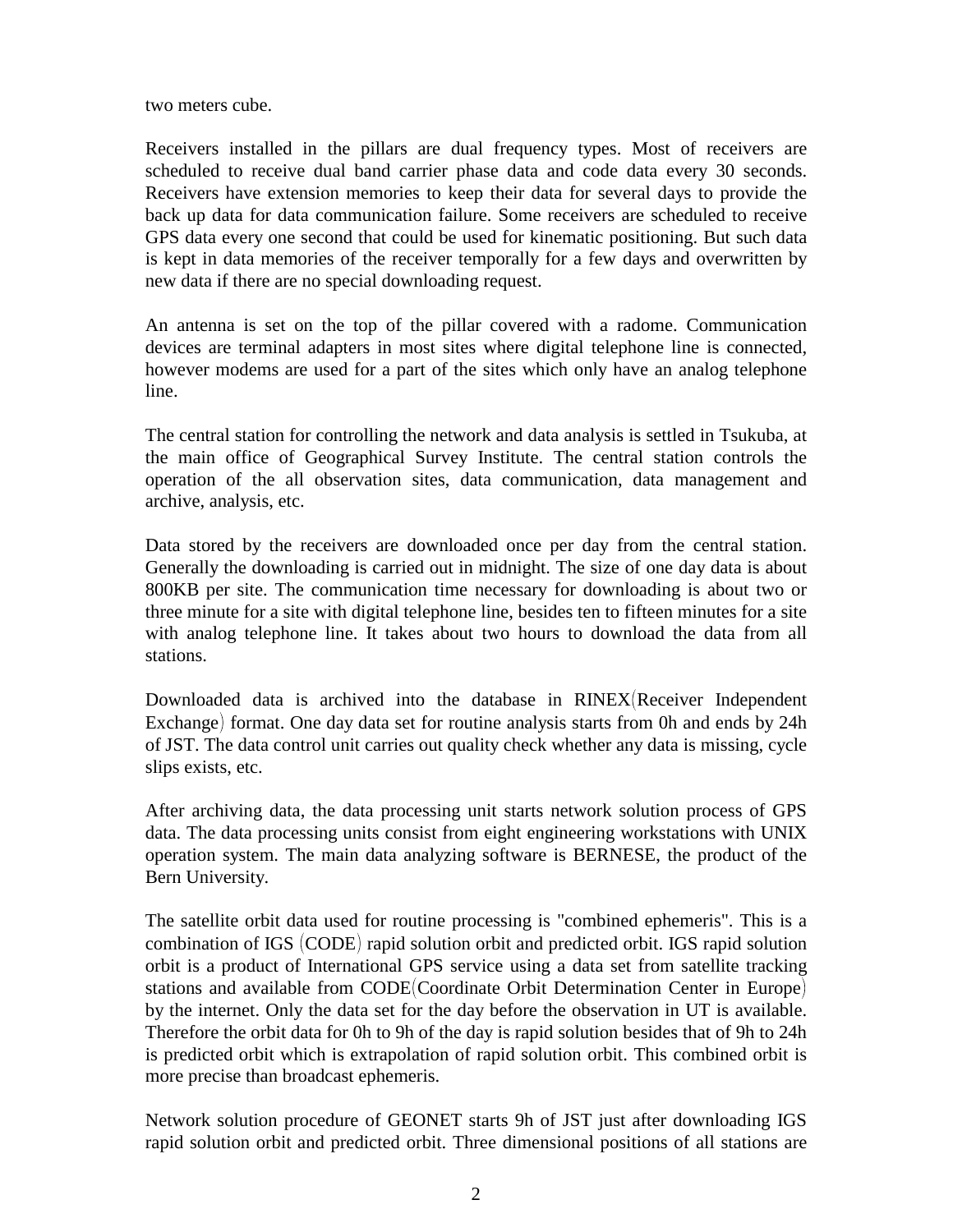two meters cube.

Receivers installed in the pillars are dual frequency types. Most of receivers are scheduled to receive dual band carrier phase data and code data every 30 seconds. Receivers have extension memories to keep their data for several days to provide the back up data for data communication failure. Some receivers are scheduled to receive GPS data every one second that could be used for kinematic positioning. But such data is kept in data memories of the receiver temporally for a few days and overwritten by new data if there are no special downloading request.

An antenna is set on the top of the pillar covered with a radome. Communication devices are terminal adapters in most sites where digital telephone line is connected, however modems are used for a part of the sites which only have an analog telephone line.

The central station for controlling the network and data analysis is settled in Tsukuba, at the main office of Geographical Survey Institute. The central station controls the operation of the all observation sites, data communication, data management and archive, analysis, etc.

Data stored by the receivers are downloaded once per day from the central station. Generally the downloading is carried out in midnight. The size of one day data is about 800KB per site. The communication time necessary for downloading is about two or three minute for a site with digital telephone line, besides ten to fifteen minutes for a site with analog telephone line. It takes about two hours to download the data from all stations.

Downloaded data is archived into the database in RINEX(Receiver Independent Exchange) format. One day data set for routine analysis starts from 0h and ends by 24h of JST. The data control unit carries out quality check whether any data is missing, cycle slips exists, etc.

After archiving data, the data processing unit starts network solution process of GPS data. The data processing units consist from eight engineering workstations with UNIX operation system. The main data analyzing software is BERNESE, the product of the Bern University.

The satellite orbit data used for routine processing is "combined ephemeris". This is a combination of IGS (CODE) rapid solution orbit and predicted orbit. IGS rapid solution orbit is a product of International GPS service using a data set from satellite tracking stations and available from CODE(Coordinate Orbit Determination Center in Europe) by the internet. Only the data set for the day before the observation in UT is available. Therefore the orbit data for 0h to 9h of the day is rapid solution besides that of 9h to 24h is predicted orbit which is extrapolation of rapid solution orbit. This combined orbit is more precise than broadcast ephemeris.

Network solution procedure of GEONET starts 9h of JST just after downloading IGS rapid solution orbit and predicted orbit. Three dimensional positions of all stations are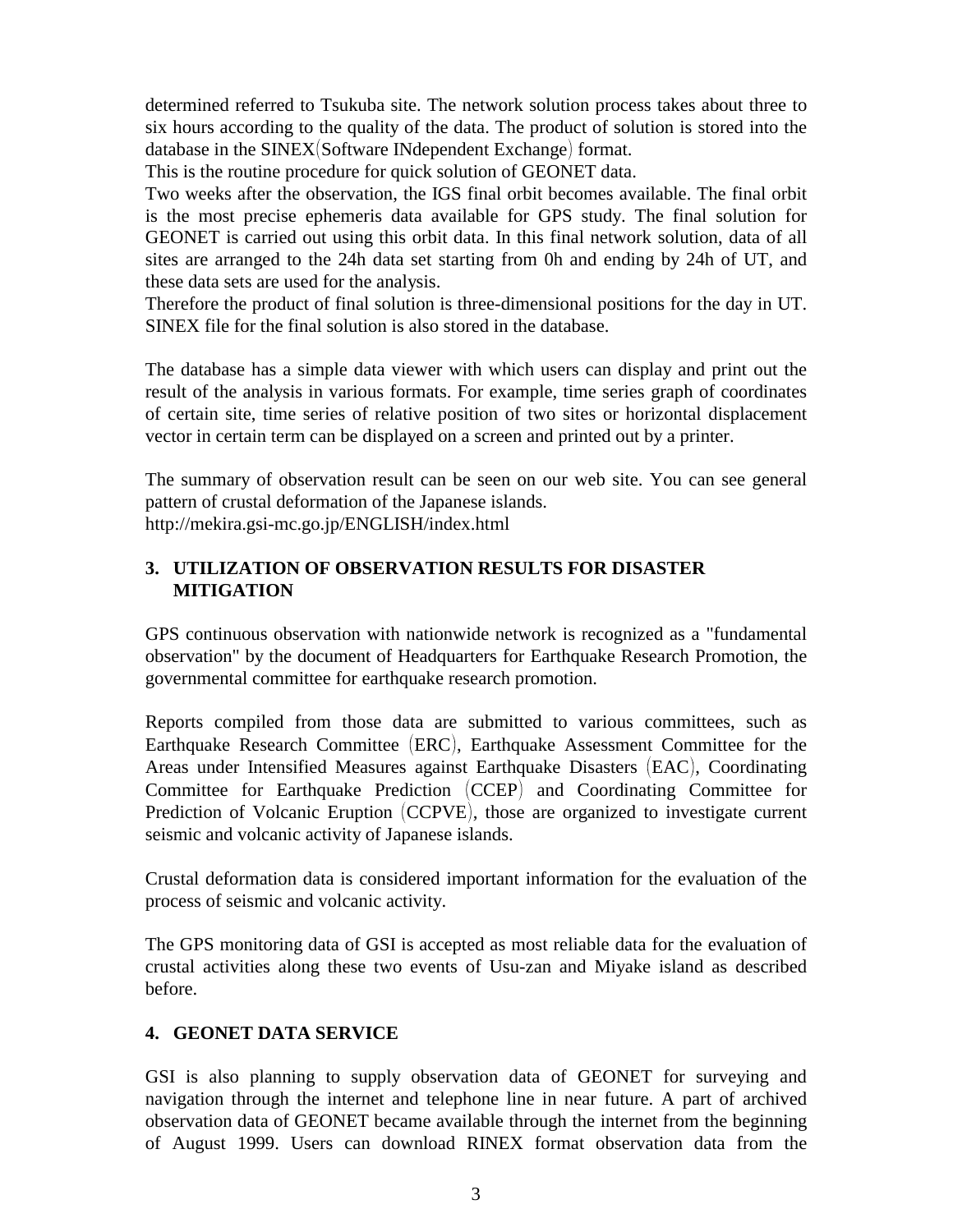determined referred to Tsukuba site. The network solution process takes about three to six hours according to the quality of the data. The product of solution is stored into the database in the SINEX(Software INdependent Exchange) format.

This is the routine procedure for quick solution of GEONET data.

Two weeks after the observation, the IGS final orbit becomes available. The final orbit is the most precise ephemeris data available for GPS study. The final solution for GEONET is carried out using this orbit data. In this final network solution, data of all sites are arranged to the 24h data set starting from 0h and ending by 24h of UT, and these data sets are used for the analysis.

Therefore the product of final solution is three-dimensional positions for the day in UT. SINEX file for the final solution is also stored in the database.

The database has a simple data viewer with which users can display and print out the result of the analysis in various formats. For example, time series graph of coordinates of certain site, time series of relative position of two sites or horizontal displacement vector in certain term can be displayed on a screen and printed out by a printer.

The summary of observation result can be seen on our web site. You can see general pattern of crustal deformation of the Japanese islands.
http://mekira.gsi-mc.go.jp/ENGLISH/index.html

## 3. UTILIZATION OF OBSERVATION RESULTS FOR DISASTER MITIGATION

GPS continuous observation with nationwide network is recognized as a "fundamental observation" by the document of Headquarters for Earthquake Research Promotion, the governmental committee for earthquake research promotion.

Reports compiled from those data are submitted to various committees, such as Earthquake Research Committee (ERC), Earthquake Assessment Committee for the Areas under Intensified Measures against Earthquake Disasters (EAC), Coordinating Committee for Earthquake Prediction (CCEP) and Coordinating Committee for Prediction of Volcanic Eruption (CCPVE), those are organized to investigate current seismic and volcanic activity of Japanese islands.

Crustal deformation data is considered important information for the evaluation of the process of seismic and volcanic activity.

The GPS monitoring data of GSI is accepted as most reliable data for the evaluation of crustal activities along these two events of Usu-zan and Miyake island as described before.

## 4. GEONET DATA SERVICE

GSI is also planning to supply observation data of GEONET for surveying and navigation through the internet and telephone line in near future. A part of archived observation data of GEONET became available through the internet from the beginning of August 1999. Users can download RINEX format observation data from the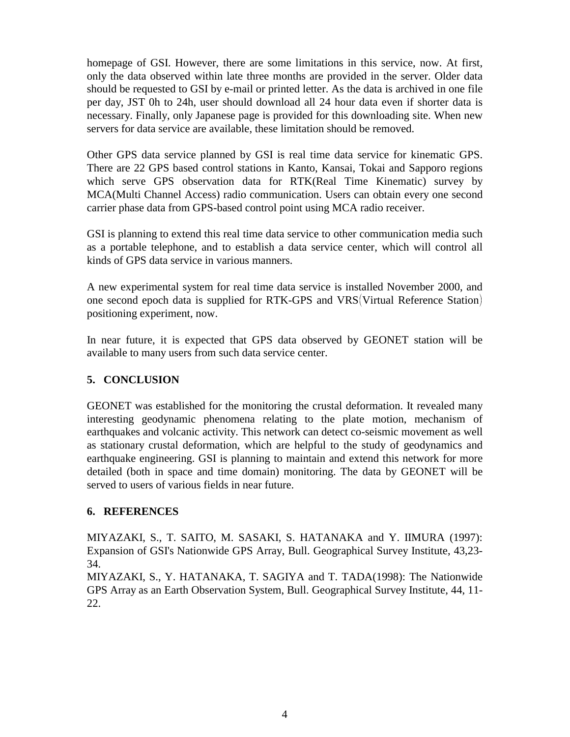homepage of GSI. However, there are some limitations in this service, now. At first, only the data observed within late three months are provided in the server. Older data should be requested to GSI by e-mail or printed letter. As the data is archived in one file per day, JST 0h to 24h, user should download all 24 hour data even if shorter data is necessary. Finally, only Japanese page is provided for this downloading site. When new servers for data service are available, these limitation should be removed.

Other GPS data service planned by GSI is real time data service for kinematic GPS. There are 22 GPS based control stations in Kanto, Kansai, Tokai and Sapporo regions which serve GPS observation data for RTK(Real Time Kinematic) survey by MCA(Multi Channel Access) radio communication. Users can obtain every one second carrier phase data from GPS-based control point using MCA radio receiver.

GSI is planning to extend this real time data service to other communication media such as a portable telephone, and to establish a data service center, which will control all kinds of GPS data service in various manners.

A new experimental system for real time data service is installed November 2000, and one second epoch data is supplied for RTK-GPS and VRS（Virtual Reference Station） positioning experiment, now.

In near future, it is expected that GPS data observed by GEONET station will be available to many users from such data service center.

## 5. CONCLUSION

GEONET was established for the monitoring the crustal deformation. It revealed many interesting geodynamic phenomena relating to the plate motion, mechanism of earthquakes and volcanic activity. This network can detect co-seismic movement as well as stationary crustal deformation, which are helpful to the study of geodynamics and earthquake engineering. GSI is planning to maintain and extend this network for more detailed (both in space and time domain) monitoring. The data by GEONET will be served to users of various fields in near future.

## 6. REFERENCES

MIYAZAKI, S., T. SAITO, M. SASAKI, S. HATANAKA and Y. IIMURA (1997): Expansion of GSI's Nationwide GPS Array, Bull. Geographical Survey Institute, 43,23-34.

MIYAZAKI, S., Y. HATANAKA, T. SAGIYA and T. TADA(1998): The Nationwide GPS Array as an Earth Observation System, Bull. Geographical Survey Institute, 44, 11-22.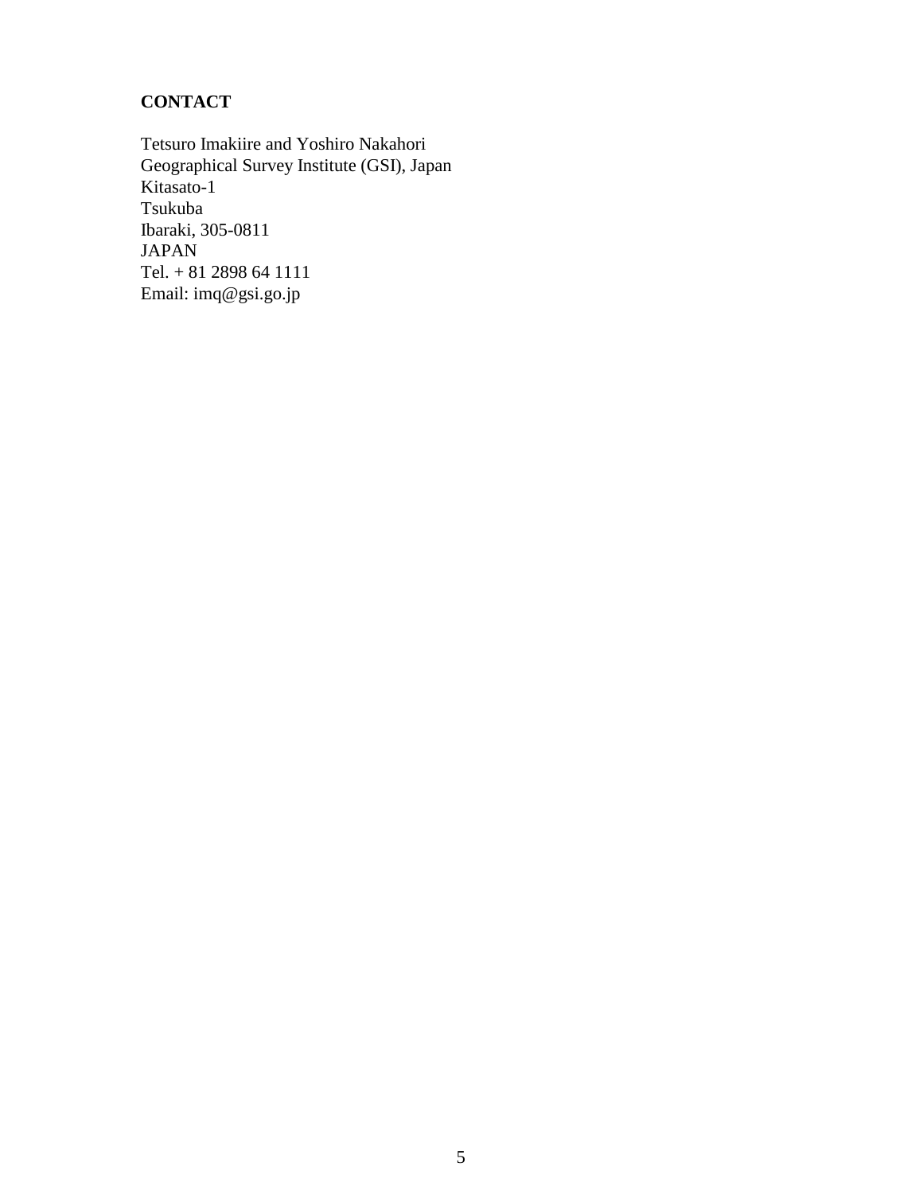## CONTACT

Tetsuro Imakiire and Yoshiro Nakahori
Geographical Survey Institute (GSI), Japan
Kitasato-1
Tsukuba
Ibaraki, 305-0811
JAPAN
Tel. + 81 2898 64 1111
Email: imq@gsi.go.jp